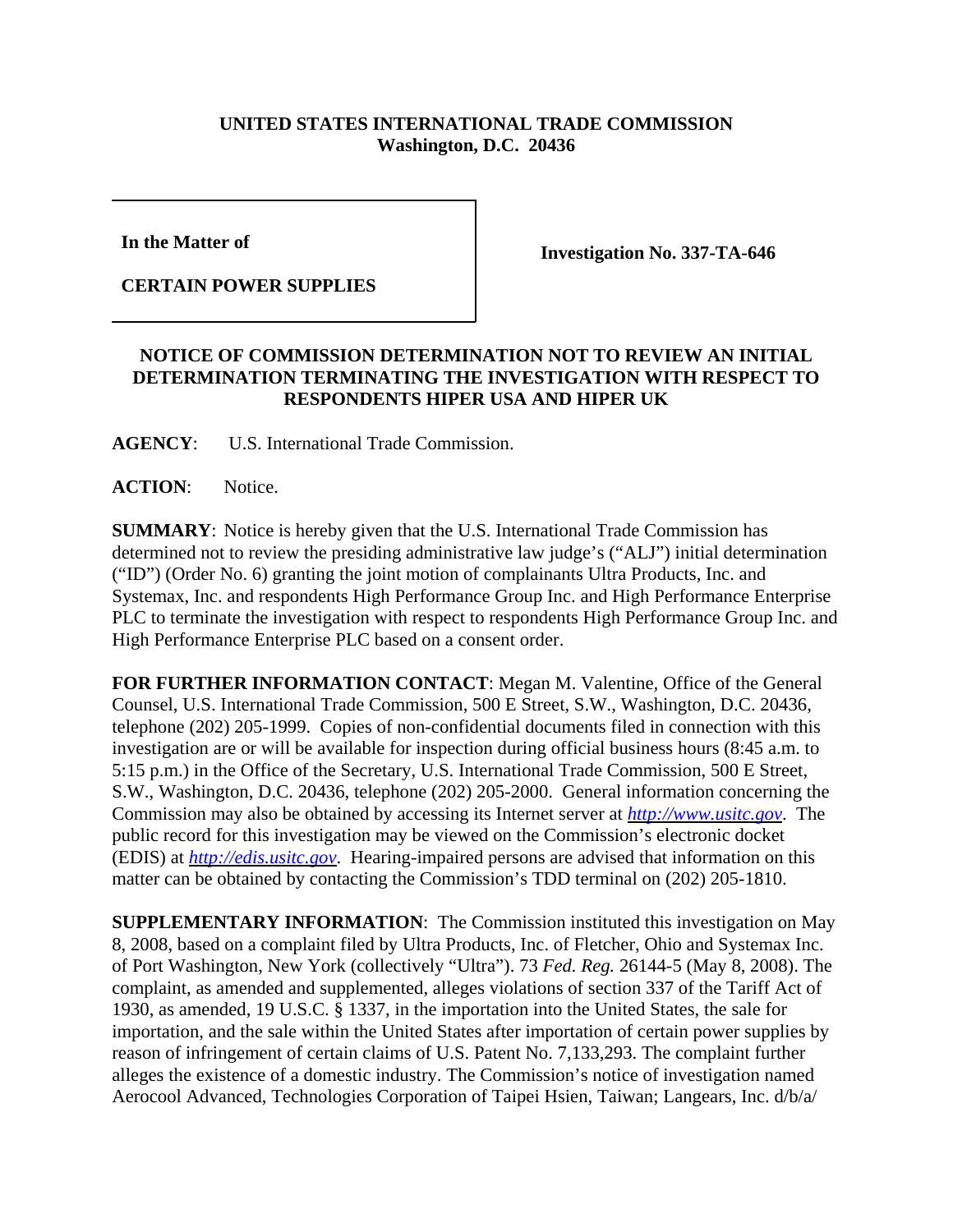**UNITED STATES INTERNATIONAL TRADE COMMISSION**
**Washington, D.C. 20436**

| **In the Matter of**<br><br>**CERTAIN POWER SUPPLIES** | **Investigation No. 337-TA-646** |
|---|---|

**NOTICE OF COMMISSION DETERMINATION NOT TO REVIEW AN INITIAL DETERMINATION TERMINATING THE INVESTIGATION WITH RESPECT TO RESPONDENTS HIPER USA AND HIPER UK**

**AGENCY**: U.S. International Trade Commission.

**ACTION**: Notice.

**SUMMARY**: Notice is hereby given that the U.S. International Trade Commission has determined not to review the presiding administrative law judge's ("ALJ") initial determination ("ID") (Order No. 6) granting the joint motion of complainants Ultra Products, Inc. and Systemax, Inc. and respondents High Performance Group Inc. and High Performance Enterprise PLC to terminate the investigation with respect to respondents High Performance Group Inc. and High Performance Enterprise PLC based on a consent order.

**FOR FURTHER INFORMATION CONTACT**: Megan M. Valentine, Office of the General Counsel, U.S. International Trade Commission, 500 E Street, S.W., Washington, D.C. 20436, telephone (202) 205-1999. Copies of non-confidential documents filed in connection with this investigation are or will be available for inspection during official business hours (8:45 a.m. to 5:15 p.m.) in the Office of the Secretary, U.S. International Trade Commission, 500 E Street, S.W., Washington, D.C. 20436, telephone (202) 205-2000. General information concerning the Commission may also be obtained by accessing its Internet server at *http://www.usitc.gov*. The public record for this investigation may be viewed on the Commission's electronic docket (EDIS) at *http://edis.usitc.gov*. Hearing-impaired persons are advised that information on this matter can be obtained by contacting the Commission's TDD terminal on (202) 205-1810.

**SUPPLEMENTARY INFORMATION**: The Commission instituted this investigation on May 8, 2008, based on a complaint filed by Ultra Products, Inc. of Fletcher, Ohio and Systemax Inc. of Port Washington, New York (collectively "Ultra"). 73 *Fed. Reg.* 26144-5 (May 8, 2008). The complaint, as amended and supplemented, alleges violations of section 337 of the Tariff Act of 1930, as amended, 19 U.S.C. § 1337, in the importation into the United States, the sale for importation, and the sale within the United States after importation of certain power supplies by reason of infringement of certain claims of U.S. Patent No. 7,133,293. The complaint further alleges the existence of a domestic industry. The Commission's notice of investigation named Aerocool Advanced, Technologies Corporation of Taipei Hsien, Taiwan; Langears, Inc. d/b/a/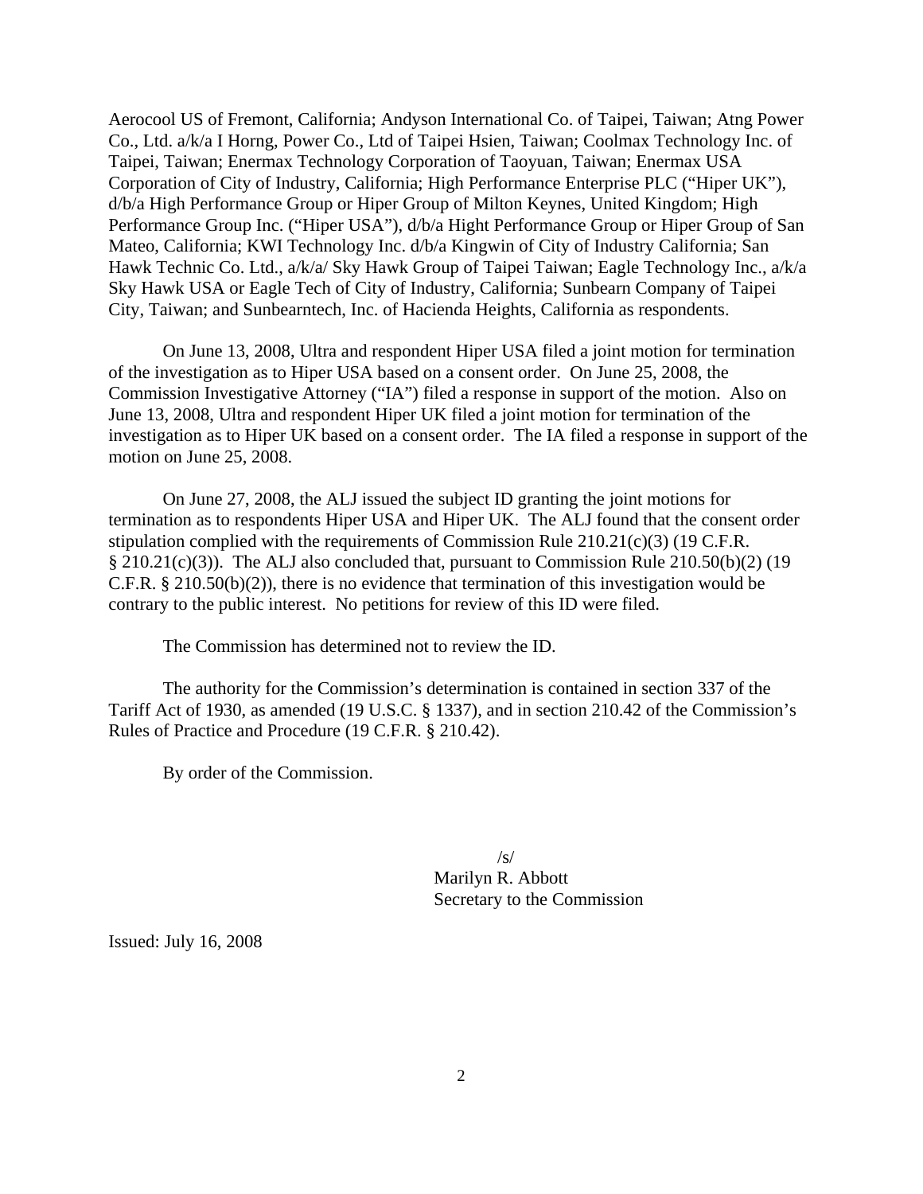Aerocool US of Fremont, California; Andyson International Co. of Taipei, Taiwan; Atng Power Co., Ltd. a/k/a I Horng, Power Co., Ltd of Taipei Hsien, Taiwan; Coolmax Technology Inc. of Taipei, Taiwan; Enermax Technology Corporation of Taoyuan, Taiwan; Enermax USA Corporation of City of Industry, California; High Performance Enterprise PLC ("Hiper UK"), d/b/a High Performance Group or Hiper Group of Milton Keynes, United Kingdom; High Performance Group Inc. ("Hiper USA"), d/b/a Hight Performance Group or Hiper Group of San Mateo, California; KWI Technology Inc. d/b/a Kingwin of City of Industry California; San Hawk Technic Co. Ltd., a/k/a/ Sky Hawk Group of Taipei Taiwan; Eagle Technology Inc., a/k/a Sky Hawk USA or Eagle Tech of City of Industry, California; Sunbearn Company of Taipei City, Taiwan; and Sunbearntech, Inc. of Hacienda Heights, California as respondents.

On June 13, 2008, Ultra and respondent Hiper USA filed a joint motion for termination of the investigation as to Hiper USA based on a consent order. On June 25, 2008, the Commission Investigative Attorney ("IA") filed a response in support of the motion. Also on June 13, 2008, Ultra and respondent Hiper UK filed a joint motion for termination of the investigation as to Hiper UK based on a consent order. The IA filed a response in support of the motion on June 25, 2008.

On June 27, 2008, the ALJ issued the subject ID granting the joint motions for termination as to respondents Hiper USA and Hiper UK. The ALJ found that the consent order stipulation complied with the requirements of Commission Rule 210.21(c)(3) (19 C.F.R. § 210.21(c)(3)). The ALJ also concluded that, pursuant to Commission Rule 210.50(b)(2) (19 C.F.R. § 210.50(b)(2)), there is no evidence that termination of this investigation would be contrary to the public interest. No petitions for review of this ID were filed.

The Commission has determined not to review the ID.

The authority for the Commission's determination is contained in section 337 of the Tariff Act of 1930, as amended (19 U.S.C. § 1337), and in section 210.42 of the Commission's Rules of Practice and Procedure (19 C.F.R. § 210.42).

By order of the Commission.

/s/
Marilyn R. Abbott
Secretary to the Commission

Issued: July 16, 2008